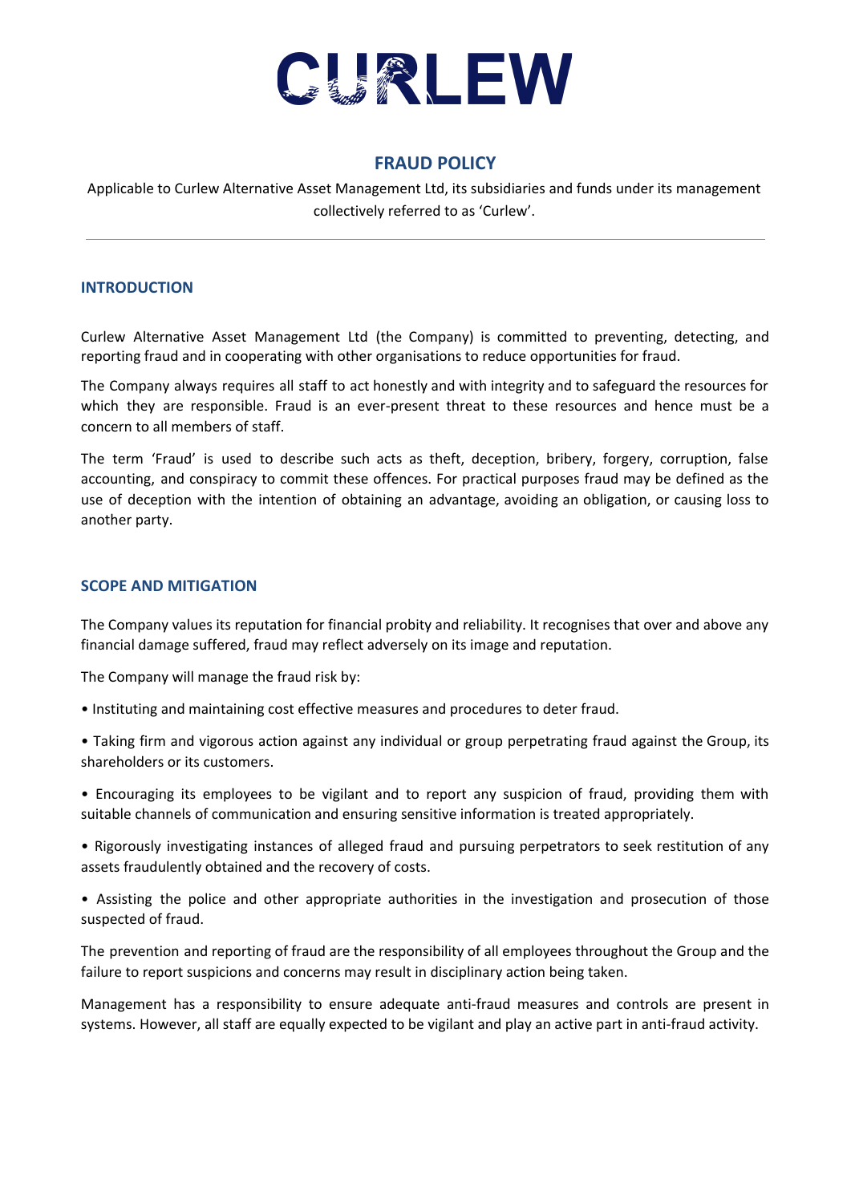# CURLEW

## FRAUD POLICY

Applicable to Curlew Alternative Asset Management Ltd, its subsidiaries and funds under its management collectively referred to as 'Curlew'.

---

### INTRODUCTION

Curlew Alternative Asset Management Ltd (the Company) is committed to preventing, detecting, and reporting fraud and in cooperating with other organisations to reduce opportunities for fraud.

The Company always requires all staff to act honestly and with integrity and to safeguard the resources for which they are responsible. Fraud is an ever-present threat to these resources and hence must be a concern to all members of staff.

The term 'Fraud' is used to describe such acts as theft, deception, bribery, forgery, corruption, false accounting, and conspiracy to commit these offences. For practical purposes fraud may be defined as the use of deception with the intention of obtaining an advantage, avoiding an obligation, or causing loss to another party.

### SCOPE AND MITIGATION

The Company values its reputation for financial probity and reliability. It recognises that over and above any financial damage suffered, fraud may reflect adversely on its image and reputation.

The Company will manage the fraud risk by:

- Instituting and maintaining cost effective measures and procedures to deter fraud.
- Taking firm and vigorous action against any individual or group perpetrating fraud against the Group, its shareholders or its customers.
- Encouraging its employees to be vigilant and to report any suspicion of fraud, providing them with suitable channels of communication and ensuring sensitive information is treated appropriately.
- Rigorously investigating instances of alleged fraud and pursuing perpetrators to seek restitution of any assets fraudulently obtained and the recovery of costs.
- Assisting the police and other appropriate authorities in the investigation and prosecution of those suspected of fraud.

The prevention and reporting of fraud are the responsibility of all employees throughout the Group and the failure to report suspicions and concerns may result in disciplinary action being taken.

Management has a responsibility to ensure adequate anti-fraud measures and controls are present in systems. However, all staff are equally expected to be vigilant and play an active part in anti-fraud activity.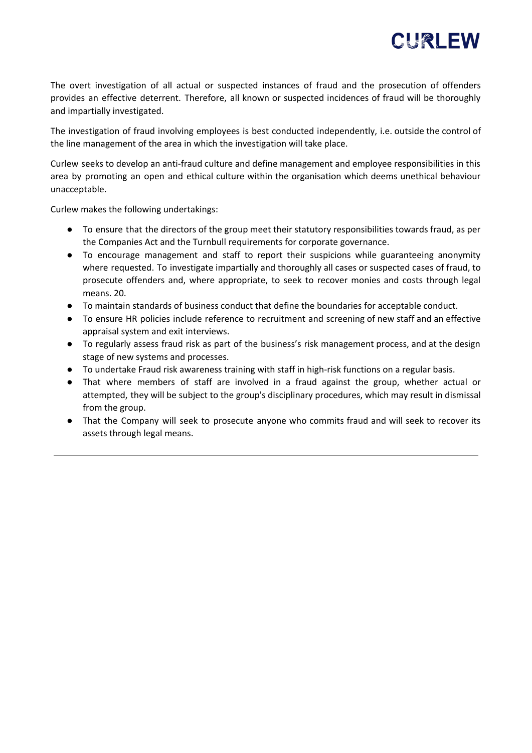The overt investigation of all actual or suspected instances of fraud and the prosecution of offenders provides an effective deterrent. Therefore, all known or suspected incidences of fraud will be thoroughly and impartially investigated.

The investigation of fraud involving employees is best conducted independently, i.e. outside the control of the line management of the area in which the investigation will take place.

Curlew seeks to develop an anti-fraud culture and define management and employee responsibilities in this area by promoting an open and ethical culture within the organisation which deems unethical behaviour unacceptable.

Curlew makes the following undertakings:

- To ensure that the directors of the group meet their statutory responsibilities towards fraud, as per the Companies Act and the Turnbull requirements for corporate governance.
- To encourage management and staff to report their suspicions while guaranteeing anonymity where requested. To investigate impartially and thoroughly all cases or suspected cases of fraud, to prosecute offenders and, where appropriate, to seek to recover monies and costs through legal means. 20.
- To maintain standards of business conduct that define the boundaries for acceptable conduct.
- To ensure HR policies include reference to recruitment and screening of new staff and an effective appraisal system and exit interviews.
- To regularly assess fraud risk as part of the business's risk management process, and at the design stage of new systems and processes.
- To undertake Fraud risk awareness training with staff in high-risk functions on a regular basis.
- That where members of staff are involved in a fraud against the group, whether actual or attempted, they will be subject to the group's disciplinary procedures, which may result in dismissal from the group.
- That the Company will seek to prosecute anyone who commits fraud and will seek to recover its assets through legal means.

---